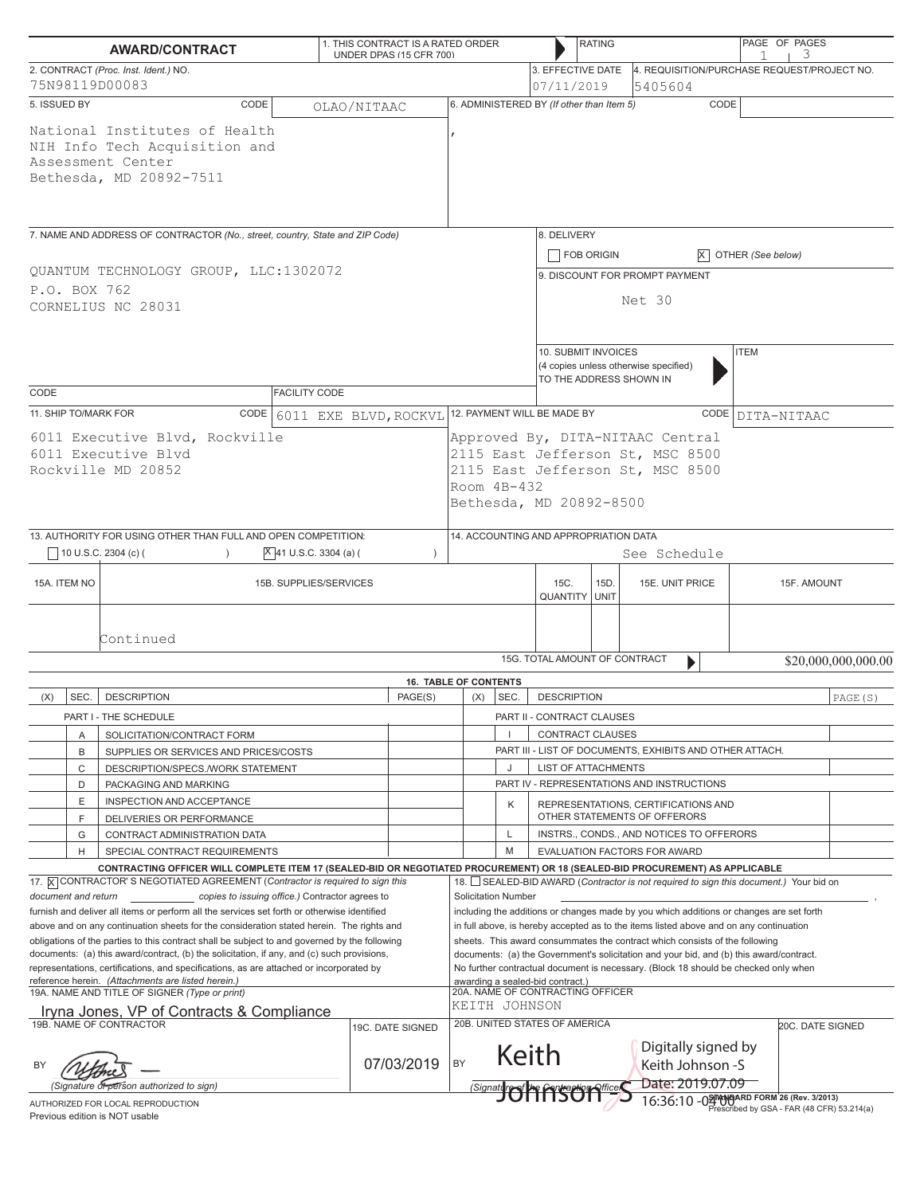# AWARD/CONTRACT

1. THIS CONTRACT IS A RATED ORDER UNDER DPAS (15 CFR 700) — RATING:

| Field | Value |
|---|---|
| 2. CONTRACT (*Proc. Inst. Ident.*) NO. | 75N98119D00083 |
| 3. EFFECTIVE DATE | 07/11/2019 |
| 4. REQUISITION/PURCHASE REQUEST/PROJECT NO. | 5405604 |
| 5. ISSUED BY — CODE | OLAO/NITAAC |
| 6. ADMINISTERED BY (*If other than Item 5*) — CODE | , |

**5. ISSUED BY:**
National Institutes of Health
NIH Info Tech Acquisition and
Assessment Center
Bethesda, MD 20892-7511

**7. NAME AND ADDRESS OF CONTRACTOR** (*No., street, country, State and ZIP Code*)

QUANTUM TECHNOLOGY GROUP, LLC:1302072
P.O. BOX 762
CORNELIUS NC 28031

CODE | FACILITY CODE

**8. DELIVERY**
☐ FOB ORIGIN ☒ OTHER (*See below*)

**9. DISCOUNT FOR PROMPT PAYMENT**
Net 30

**10. SUBMIT INVOICES** (4 copies unless otherwise specified) TO THE ADDRESS SHOWN IN — ITEM

**11. SHIP TO/MARK FOR** — CODE: 6011 EXE BLVD,ROCKVL
6011 Executive Blvd, Rockville
6011 Executive Blvd
Rockville MD 20852

**12. PAYMENT WILL BE MADE BY** — CODE: DITA-NITAAC
Approved By, DITA-NITAAC Central
2115 East Jefferson St, MSC 8500
2115 East Jefferson St, MSC 8500
Room 4B-432
Bethesda, MD 20892-8500

**13. AUTHORITY FOR USING OTHER THAN FULL AND OPEN COMPETITION:**
☐ 10 U.S.C. 2304 (c) ( ) ☒ 41 U.S.C. 3304 (a) ( )

**14. ACCOUNTING AND APPROPRIATION DATA**
See Schedule

| 15A. ITEM NO | 15B. SUPPLIES/SERVICES | 15C. QUANTITY | 15D. UNIT | 15E. UNIT PRICE | 15F. AMOUNT |
|---|---|---|---|---|---|
| | Continued | | | | |
| | | | | 15G. TOTAL AMOUNT OF CONTRACT | $20,000,000,000.00 |

**16. TABLE OF CONTENTS**

| (X) | SEC. | DESCRIPTION | PAGE(S) | (X) | SEC. | DESCRIPTION | PAGE(S) |
|---|---|---|---|---|---|---|---|
| | | PART I - THE SCHEDULE | | | | PART II - CONTRACT CLAUSES | |
| | A | SOLICITATION/CONTRACT FORM | | | I | CONTRACT CLAUSES | |
| | B | SUPPLIES OR SERVICES AND PRICES/COSTS | | | | PART III - LIST OF DOCUMENTS, EXHIBITS AND OTHER ATTACH. | |
| | C | DESCRIPTION/SPECS./WORK STATEMENT | | | J | LIST OF ATTACHMENTS | |
| | D | PACKAGING AND MARKING | | | | PART IV - REPRESENTATIONS AND INSTRUCTIONS | |
| | E | INSPECTION AND ACCEPTANCE | | | K | REPRESENTATIONS, CERTIFICATIONS AND OTHER STATEMENTS OF OFFERORS | |
| | F | DELIVERIES OR PERFORMANCE | | | L | INSTRS., CONDS., AND NOTICES TO OFFERORS | |
| | G | CONTRACT ADMINISTRATION DATA | | | M | EVALUATION FACTORS FOR AWARD | |
| | H | SPECIAL CONTRACT REQUIREMENTS | | | | | |

**CONTRACTING OFFICER WILL COMPLETE ITEM 17 (SEALED-BID OR NEGOTIATED PROCUREMENT) OR 18 (SEALED-BID PROCUREMENT) AS APPLICABLE**

17. ☒ CONTRACTOR'S NEGOTIATED AGREEMENT (*Contractor is required to sign this document and return ______ copies to issuing office.*) Contractor agrees to furnish and deliver all items or perform all the services set forth or otherwise identified above and on any continuation sheets for the consideration stated herein. The rights and obligations of the parties to this contract shall be subject to and governed by the following documents: (a) this award/contract, (b) the solicitation, if any, and (c) such provisions, representations, certifications, and specifications, as are attached or incorporated by reference herein. (*Attachments are listed herein.*)

18. ☐ SEALED-BID AWARD (*Contractor is not required to sign this document.*) Your bid on Solicitation Number ______________, including the additions or changes made by you which additions or changes are set forth in full above, is hereby accepted as to the items listed above and on any continuation sheets. This award consummates the contract which consists of the following documents: (a) the Government's solicitation and your bid, and (b) this award/contract. No further contractual document is necessary. (Block 18 should be checked only when awarding a sealed-bid contract.)

**19A. NAME AND TITLE OF SIGNER** (*Type or print*)
Iryna Jones, VP of Contracts & Compliance

**19B. NAME OF CONTRACTOR**
BY [signature] (*Signature of person authorized to sign*)

**19C. DATE SIGNED**
07/03/2019

**20A. NAME OF CONTRACTING OFFICER**
KEITH JOHNSON

**20B. UNITED STATES OF AMERICA**
BY Keith Johnson -S — Digitally signed by Keith Johnson -S Date: 2019.07.09 16:36:10 -04'00'
(*Signature of the Contracting Officer*)

**20C. DATE SIGNED**

AUTHORIZED FOR LOCAL REPRODUCTION
Previous edition is NOT usable

STANDARD FORM 26 (Rev. 3/2013)
Prescribed by GSA - FAR (48 CFR) 53.214(a)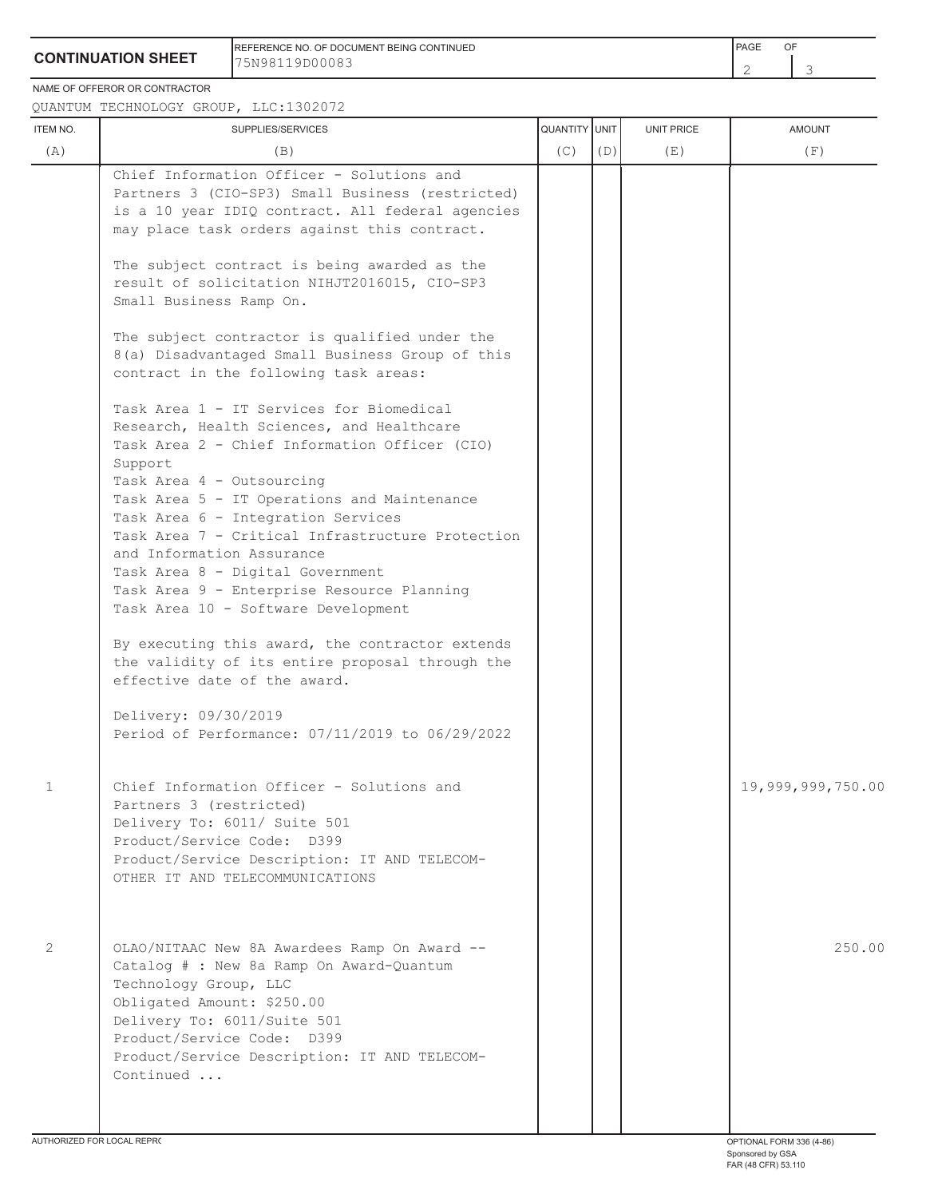**CONTINUATION SHEET**

REFERENCE NO. OF DOCUMENT BEING CONTINUED: 75N98119D00083

NAME OF OFFEROR OR CONTRACTOR: QUANTUM TECHNOLOGY GROUP, LLC:1302072

| ITEM NO. (A) | SUPPLIES/SERVICES (B) | QUANTITY (C) | UNIT (D) | UNIT PRICE (E) | AMOUNT (F) |
|---|---|---|---|---|---|
| | Chief Information Officer - Solutions and Partners 3 (CIO-SP3) Small Business (restricted) is a 10 year IDIQ contract. All federal agencies may place task orders against this contract.<br><br>The subject contract is being awarded as the result of solicitation NIHJT2016015, CIO-SP3 Small Business Ramp On.<br><br>The subject contractor is qualified under the 8(a) Disadvantaged Small Business Group of this contract in the following task areas:<br><br>Task Area 1 - IT Services for Biomedical Research, Health Sciences, and Healthcare<br>Task Area 2 - Chief Information Officer (CIO) Support<br>Task Area 4 - Outsourcing<br>Task Area 5 - IT Operations and Maintenance<br>Task Area 6 - Integration Services<br>Task Area 7 - Critical Infrastructure Protection and Information Assurance<br>Task Area 8 - Digital Government<br>Task Area 9 - Enterprise Resource Planning<br>Task Area 10 - Software Development<br><br>By executing this award, the contractor extends the validity of its entire proposal through the effective date of the award.<br><br>Delivery: 09/30/2019<br>Period of Performance: 07/11/2019 to 06/29/2022 | | | | |
| 1 | Chief Information Officer - Solutions and Partners 3 (restricted)<br>Delivery To: 6011/ Suite 501<br>Product/Service Code: D399<br>Product/Service Description: IT AND TELECOM-OTHER IT AND TELECOMMUNICATIONS | | | | 19,999,999,750.00 |
| 2 | OLAO/NITAAC New 8A Awardees Ramp On Award --<br>Catalog # : New 8a Ramp On Award-Quantum Technology Group, LLC<br>Obligated Amount: $250.00<br>Delivery To: 6011/Suite 501<br>Product/Service Code: D399<br>Product/Service Description: IT AND TELECOM-<br>Continued ... | | | | 250.00 |

AUTHORIZED FOR LOCAL REPRODUCTION

OPTIONAL FORM 336 (4-86)
Sponsored by GSA
FAR (48 CFR) 53.110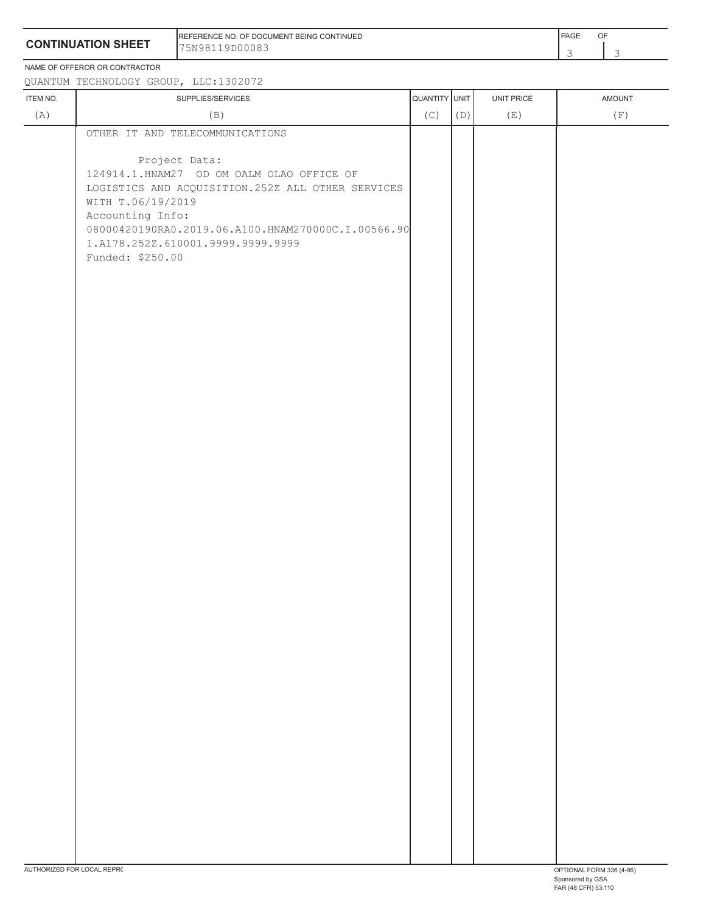**CONTINUATION SHEET**

REFERENCE NO. OF DOCUMENT BEING CONTINUED
75N98119D00083

NAME OF OFFEROR OR CONTRACTOR
QUANTUM TECHNOLOGY GROUP, LLC:1302072

| ITEM NO. (A) | SUPPLIES/SERVICES (B) | QUANTITY (C) | UNIT (D) | UNIT PRICE (E) | AMOUNT (F) |
|---|---|---|---|---|---|
| | OTHER IT AND TELECOMMUNICATIONS<br><br>Project Data:<br>124914.1.HNAM27 OD OM OALM OLAO OFFICE OF LOGISTICS AND ACQUISITION.252Z ALL OTHER SERVICES WITH T.06/19/2019<br>Accounting Info:<br>08000420190RA0.2019.06.A100.HNAM270000C.I.00566.901.A178.252Z.610001.9999.9999.9999<br>Funded: $250.00 | | | | |

AUTHORIZED FOR LOCAL REPRODUCTION

OPTIONAL FORM 336 (4-86)
Sponsored by GSA
FAR (48 CFR) 53.110